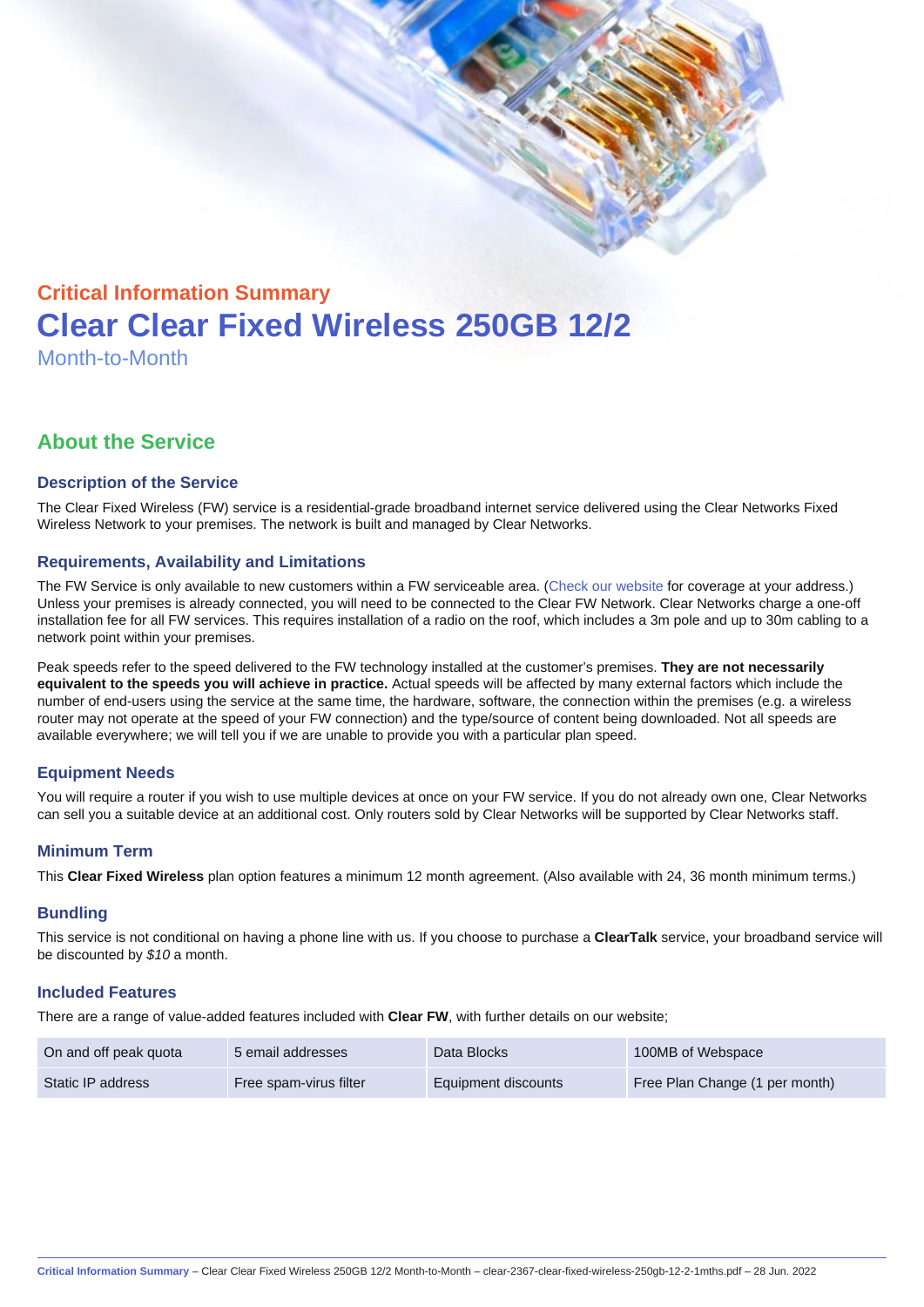## Critical Information Summary

# Clear Clear Fixed Wireless 250GB 12/2

Month-to-Month

## About the Service

### Description of the Service

The Clear Fixed Wireless (FW) service is a residential-grade broadband internet service delivered using the Clear Networks Fixed Wireless Network to your premises. The network is built and managed by Clear Networks.

### Requirements, Availability and Limitations

The FW Service is only available to new customers within a FW serviceable area. (Check our website for coverage at your address.) Unless your premises is already connected, you will need to be connected to the Clear FW Network. Clear Networks charge a one-off installation fee for all FW services. This requires installation of a radio on the roof, which includes a 3m pole and up to 30m cabling to a network point within your premises.

Peak speeds refer to the speed delivered to the FW technology installed at the customer's premises. **They are not necessarily equivalent to the speeds you will achieve in practice.** Actual speeds will be affected by many external factors which include the number of end-users using the service at the same time, the hardware, software, the connection within the premises (e.g. a wireless router may not operate at the speed of your FW connection) and the type/source of content being downloaded. Not all speeds are available everywhere; we will tell you if we are unable to provide you with a particular plan speed.

### Equipment Needs

You will require a router if you wish to use multiple devices at once on your FW service. If you do not already own one, Clear Networks can sell you a suitable device at an additional cost. Only routers sold by Clear Networks will be supported by Clear Networks staff.

### Minimum Term

This **Clear Fixed Wireless** plan option features a minimum 12 month agreement. (Also available with 24, 36 month minimum terms.)

### Bundling

This service is not conditional on having a phone line with us. If you choose to purchase a **ClearTalk** service, your broadband service will be discounted by *$10* a month.

### Included Features

There are a range of value-added features included with **Clear FW**, with further details on our website;

| | | | |
|---|---|---|---|
| On and off peak quota | 5 email addresses | Data Blocks | 100MB of Webspace |
| Static IP address | Free spam-virus filter | Equipment discounts | Free Plan Change (1 per month) |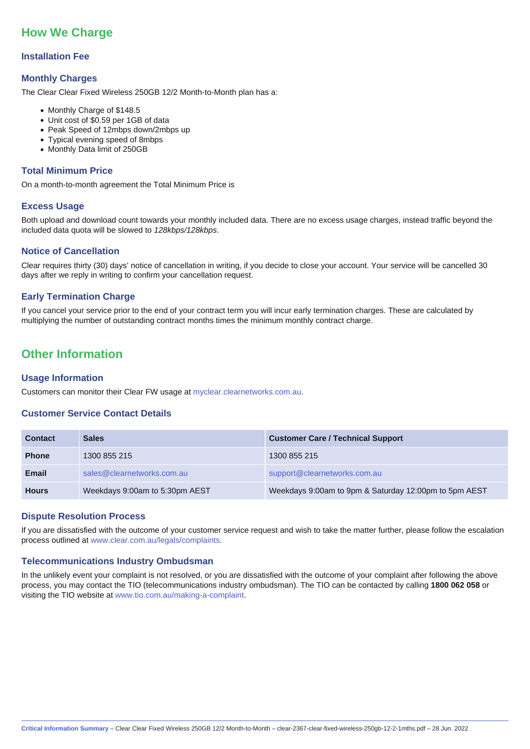## How We Charge

### Installation Fee

### Monthly Charges

The Clear Clear Fixed Wireless 250GB 12/2 Month-to-Month plan has a:

- Monthly Charge of $148.5
- Unit cost of $0.59 per 1GB of data
- Peak Speed of 12mbps down/2mbps up
- Typical evening speed of 8mbps
- Monthly Data limit of 250GB

### Total Minimum Price

On a month-to-month agreement the Total Minimum Price is

### Excess Usage

Both upload and download count towards your monthly included data. There are no excess usage charges, instead traffic beyond the included data quota will be slowed to *128kbps/128kbps*.

### Notice of Cancellation

Clear requires thirty (30) days' notice of cancellation in writing, if you decide to close your account. Your service will be cancelled 30 days after we reply in writing to confirm your cancellation request.

### Early Termination Charge

If you cancel your service prior to the end of your contract term you will incur early termination charges. These are calculated by multiplying the number of outstanding contract months times the minimum monthly contract charge.

## Other Information

### Usage Information

Customers can monitor their Clear FW usage at myclear.clearnetworks.com.au.

### Customer Service Contact Details

| Contact | Sales | Customer Care / Technical Support |
|---|---|---|
| **Phone** | 1300 855 215 | 1300 855 215 |
| **Email** | sales@clearnetworks.com.au | support@clearnetworks.com.au |
| **Hours** | Weekdays 9:00am to 5:30pm AEST | Weekdays 9:00am to 9pm & Saturday 12:00pm to 5pm AEST |

### Dispute Resolution Process

If you are dissatisfied with the outcome of your customer service request and wish to take the matter further, please follow the escalation process outlined at www.clear.com.au/legals/complaints.

### Telecommunications Industry Ombudsman

In the unlikely event your complaint is not resolved, or you are dissatisfied with the outcome of your complaint after following the above process, you may contact the TIO (telecommunications industry ombudsman). The TIO can be contacted by calling **1800 062 058** or visiting the TIO website at www.tio.com.au/making-a-complaint.